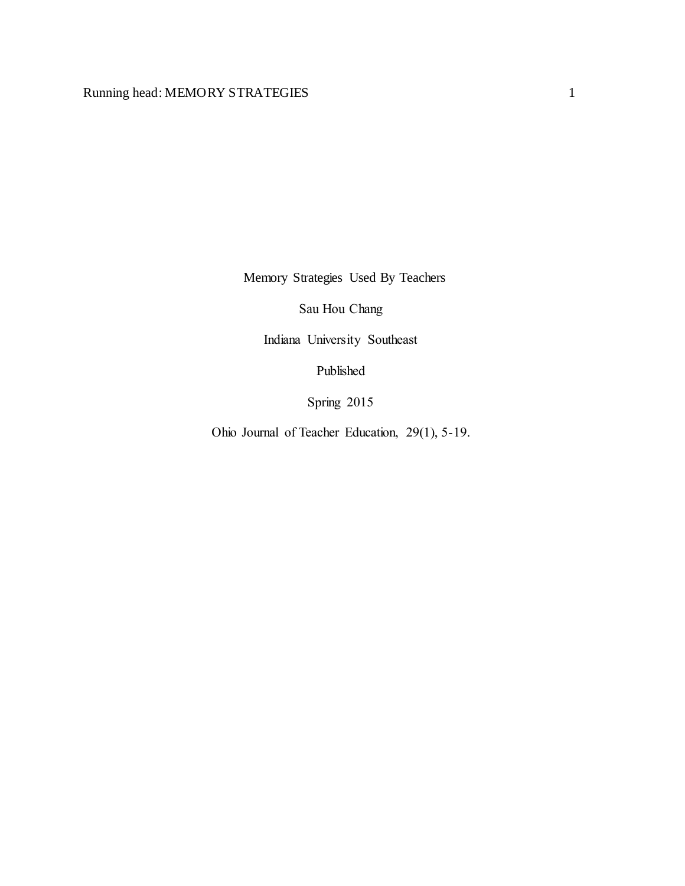# Memory Strategies Used By Teachers

Sau Hou Chang

Indiana University Southeast

Published

Spring 2015

Ohio Journal of Teacher Education, 29(1), 5-19.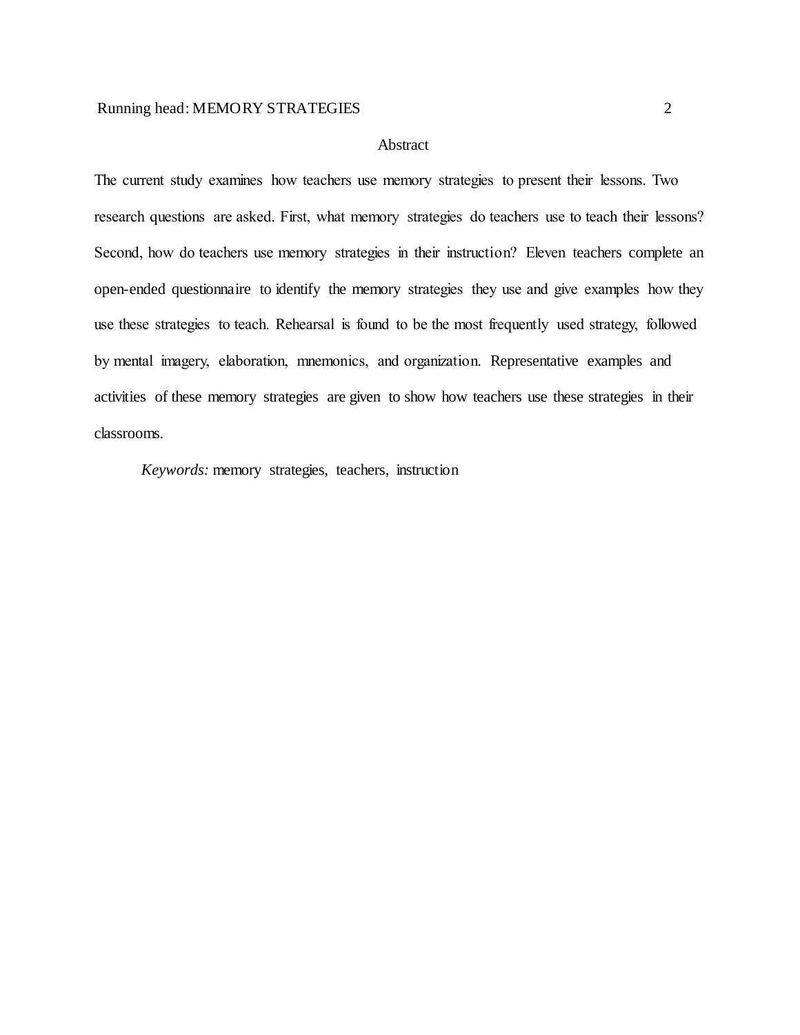# Abstract

The current study examines how teachers use memory strategies to present their lessons. Two research questions are asked. First, what memory strategies do teachers use to teach their lessons? Second, how do teachers use memory strategies in their instruction? Eleven teachers complete an open-ended questionnaire to identify the memory strategies they use and give examples how they use these strategies to teach. Rehearsal is found to be the most frequently used strategy, followed by mental imagery, elaboration, mnemonics, and organization. Representative examples and activities of these memory strategies are given to show how teachers use these strategies in their classrooms.

*Keywords:* memory strategies, teachers, instruction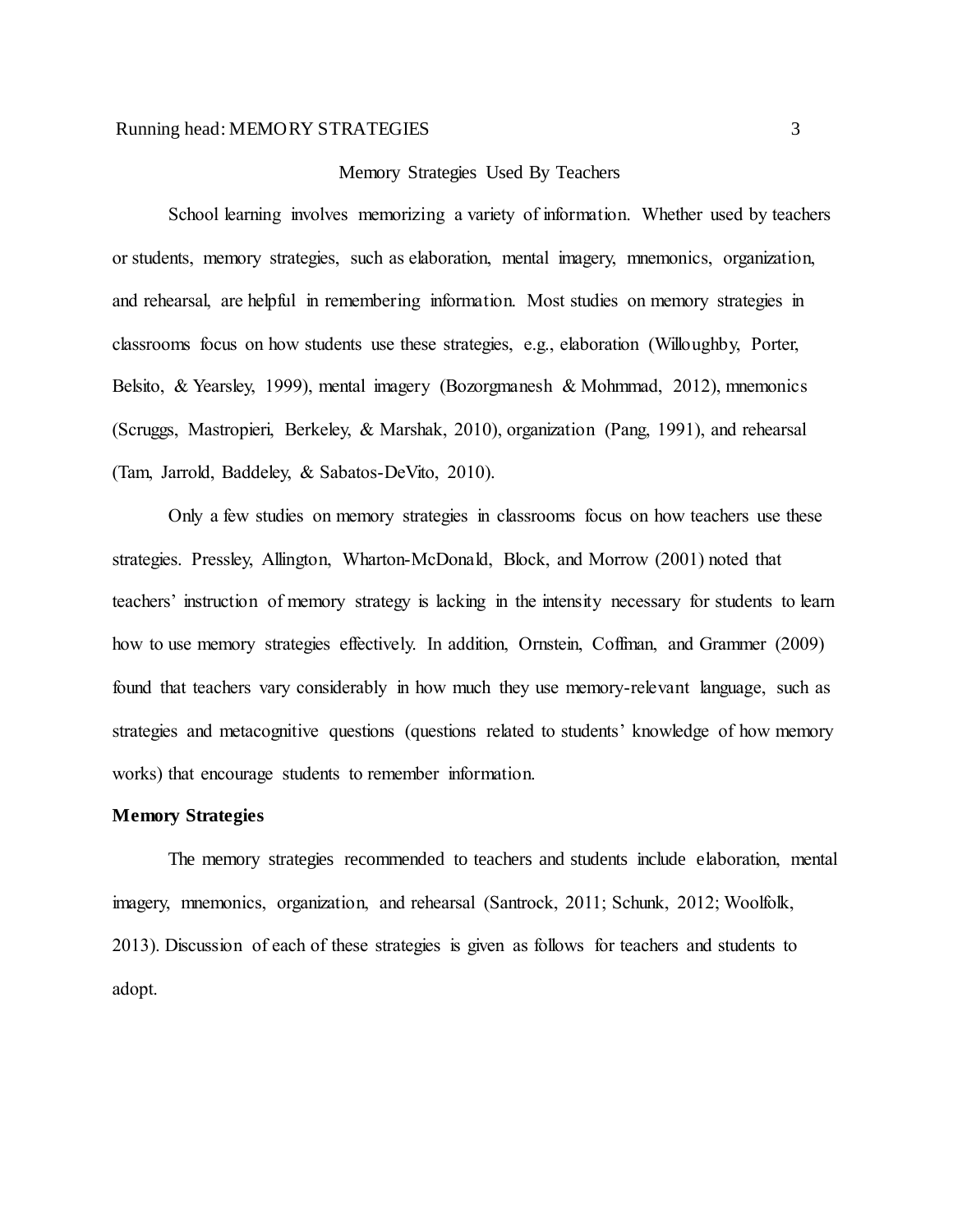# Memory Strategies Used By Teachers

School learning involves memorizing a variety of information. Whether used by teachers or students, memory strategies, such as elaboration, mental imagery, mnemonics, organization, and rehearsal, are helpful in remembering information. Most studies on memory strategies in classrooms focus on how students use these strategies, e.g., elaboration (Willoughby, Porter, Belsito, & Yearsley, 1999), mental imagery (Bozorgmanesh & Mohmmad, 2012), mnemonics (Scruggs, Mastropieri, Berkeley, & Marshak, 2010), organization (Pang, 1991), and rehearsal (Tam, Jarrold, Baddeley, & Sabatos-DeVito, 2010).

Only a few studies on memory strategies in classrooms focus on how teachers use these strategies. Pressley, Allington, Wharton-McDonald, Block, and Morrow (2001) noted that teachers' instruction of memory strategy is lacking in the intensity necessary for students to learn how to use memory strategies effectively. In addition, Ornstein, Coffman, and Grammer (2009) found that teachers vary considerably in how much they use memory-relevant language, such as strategies and metacognitive questions (questions related to students' knowledge of how memory works) that encourage students to remember information.

## Memory Strategies

The memory strategies recommended to teachers and students include elaboration, mental imagery, mnemonics, organization, and rehearsal (Santrock, 2011; Schunk, 2012; Woolfolk, 2013). Discussion of each of these strategies is given as follows for teachers and students to adopt.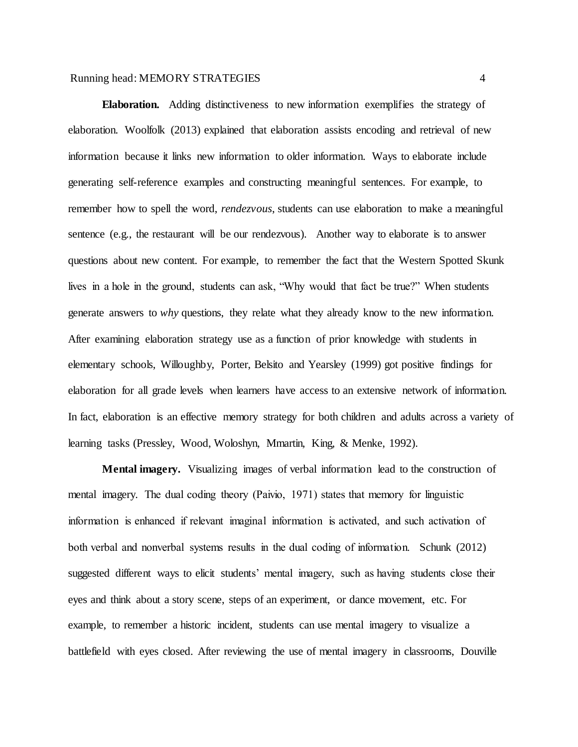**Elaboration.** Adding distinctiveness to new information exemplifies the strategy of elaboration. Woolfolk (2013) explained that elaboration assists encoding and retrieval of new information because it links new information to older information. Ways to elaborate include generating self-reference examples and constructing meaningful sentences. For example, to remember how to spell the word, *rendezvous*, students can use elaboration to make a meaningful sentence (e.g., the restaurant will be our rendezvous). Another way to elaborate is to answer questions about new content. For example, to remember the fact that the Western Spotted Skunk lives in a hole in the ground, students can ask, "Why would that fact be true?" When students generate answers to *why* questions, they relate what they already know to the new information. After examining elaboration strategy use as a function of prior knowledge with students in elementary schools, Willoughby, Porter, Belsito and Yearsley (1999) got positive findings for elaboration for all grade levels when learners have access to an extensive network of information. In fact, elaboration is an effective memory strategy for both children and adults across a variety of learning tasks (Pressley, Wood, Woloshyn, Mrnartin, King, & Menke, 1992).

**Mental imagery.** Visualizing images of verbal information lead to the construction of mental imagery. The dual coding theory (Paivio, 1971) states that memory for linguistic information is enhanced if relevant imaginal information is activated, and such activation of both verbal and nonverbal systems results in the dual coding of information. Schunk (2012) suggested different ways to elicit students' mental imagery, such as having students close their eyes and think about a story scene, steps of an experiment, or dance movement, etc. For example, to remember a historic incident, students can use mental imagery to visualize a battlefield with eyes closed. After reviewing the use of mental imagery in classrooms, Douville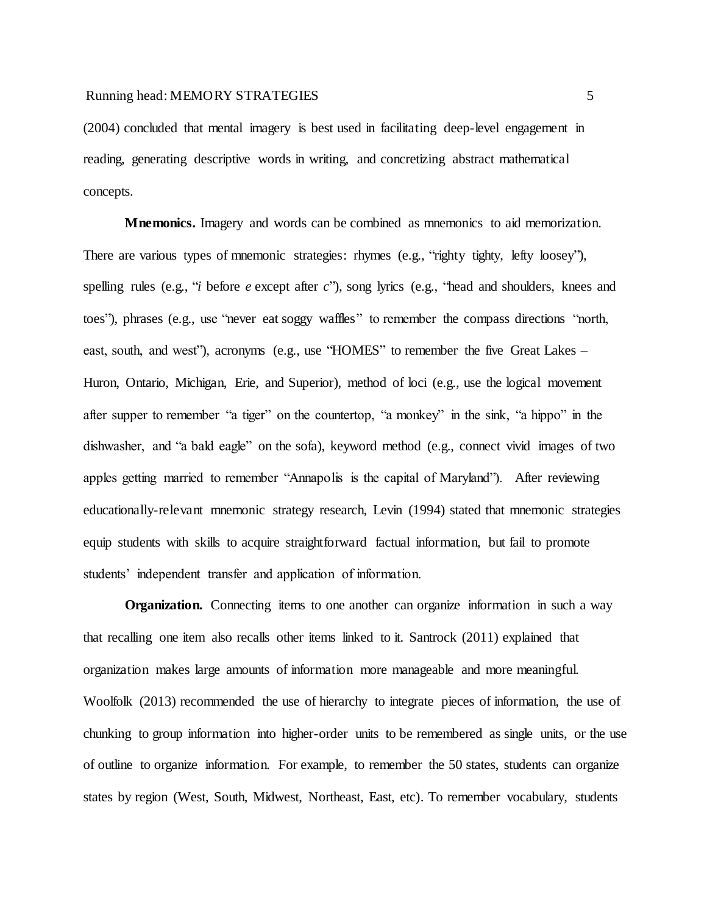(2004) concluded that mental imagery is best used in facilitating deep-level engagement in reading, generating descriptive words in writing, and concretizing abstract mathematical concepts.

**Mnemonics.** Imagery and words can be combined as mnemonics to aid memorization. There are various types of mnemonic strategies: rhymes (e.g., "righty tighty, lefty loosey"), spelling rules (e.g., "*i* before *e* except after *c*"), song lyrics (e.g., "head and shoulders, knees and toes"), phrases (e.g., use "never eat soggy waffles" to remember the compass directions "north, east, south, and west"), acronyms (e.g., use "HOMES" to remember the five Great Lakes – Huron, Ontario, Michigan, Erie, and Superior), method of loci (e.g., use the logical movement after supper to remember "a tiger" on the countertop, "a monkey" in the sink, "a hippo" in the dishwasher, and "a bald eagle" on the sofa), keyword method (e.g., connect vivid images of two apples getting married to remember "Annapolis is the capital of Maryland"). After reviewing educationally-relevant mnemonic strategy research, Levin (1994) stated that mnemonic strategies equip students with skills to acquire straightforward factual information, but fail to promote students' independent transfer and application of information.

**Organization.** Connecting items to one another can organize information in such a way that recalling one item also recalls other items linked to it. Santrock (2011) explained that organization makes large amounts of information more manageable and more meaningful. Woolfolk (2013) recommended the use of hierarchy to integrate pieces of information, the use of chunking to group information into higher-order units to be remembered as single units, or the use of outline to organize information. For example, to remember the 50 states, students can organize states by region (West, South, Midwest, Northeast, East, etc). To remember vocabulary, students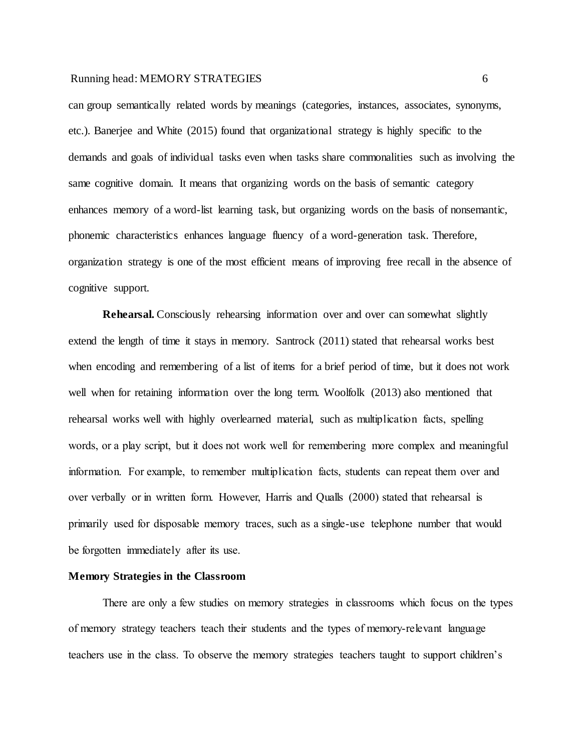can group semantically related words by meanings (categories, instances, associates, synonyms, etc.). Banerjee and White (2015) found that organizational strategy is highly specific to the demands and goals of individual tasks even when tasks share commonalities such as involving the same cognitive domain. It means that organizing words on the basis of semantic category enhances memory of a word-list learning task, but organizing words on the basis of nonsemantic, phonemic characteristics enhances language fluency of a word-generation task. Therefore, organization strategy is one of the most efficient means of improving free recall in the absence of cognitive support.

**Rehearsal.** Consciously rehearsing information over and over can somewhat slightly extend the length of time it stays in memory. Santrock (2011) stated that rehearsal works best when encoding and remembering of a list of items for a brief period of time, but it does not work well when for retaining information over the long term. Woolfolk (2013) also mentioned that rehearsal works well with highly overlearned material, such as multiplication facts, spelling words, or a play script, but it does not work well for remembering more complex and meaningful information. For example, to remember multiplication facts, students can repeat them over and over verbally or in written form. However, Harris and Qualls (2000) stated that rehearsal is primarily used for disposable memory traces, such as a single-use telephone number that would be forgotten immediately after its use.

## Memory Strategies in the Classroom

There are only a few studies on memory strategies in classrooms which focus on the types of memory strategy teachers teach their students and the types of memory-relevant language teachers use in the class. To observe the memory strategies teachers taught to support children's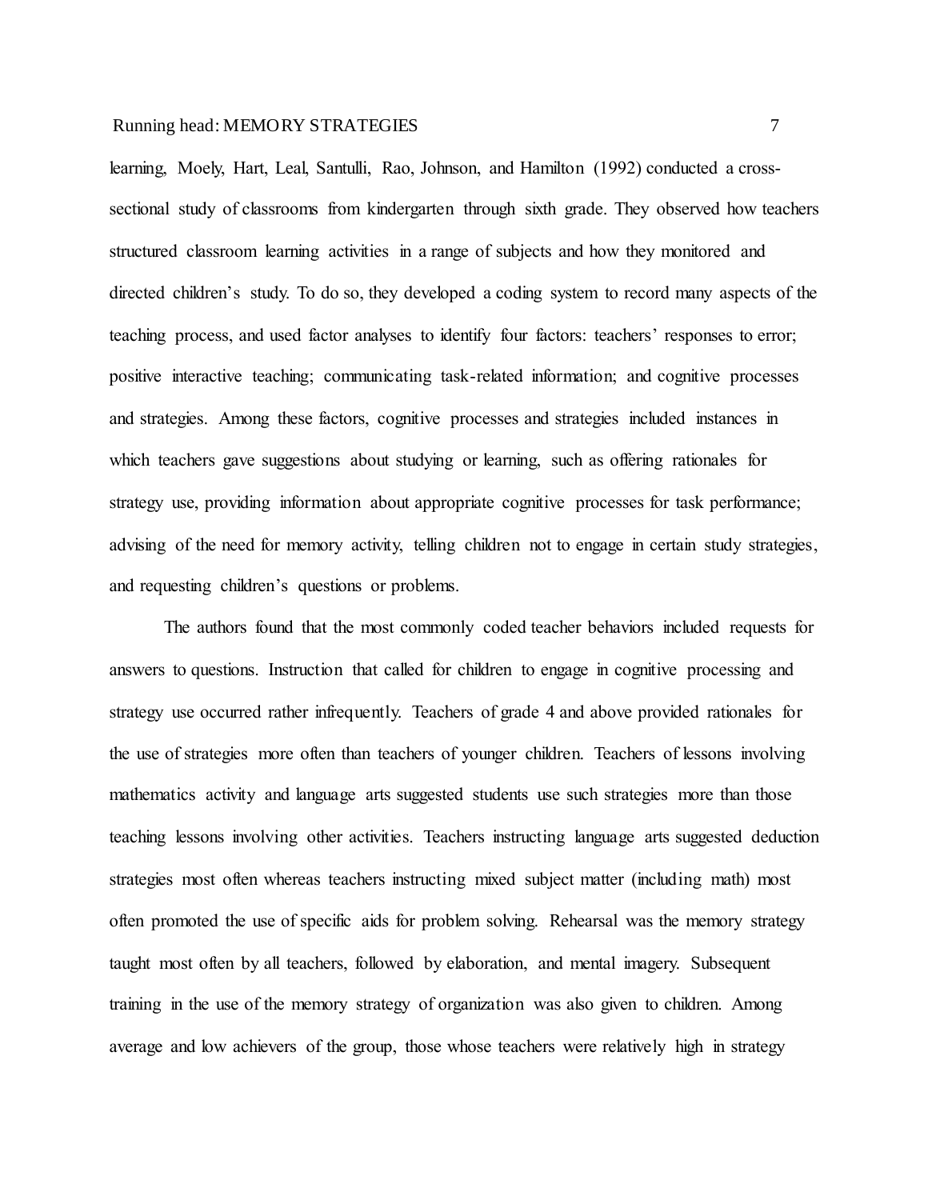learning, Moely, Hart, Leal, Santulli, Rao, Johnson, and Hamilton (1992) conducted a cross-sectional study of classrooms from kindergarten through sixth grade. They observed how teachers structured classroom learning activities in a range of subjects and how they monitored and directed children's study. To do so, they developed a coding system to record many aspects of the teaching process, and used factor analyses to identify four factors: teachers' responses to error; positive interactive teaching; communicating task-related information; and cognitive processes and strategies. Among these factors, cognitive processes and strategies included instances in which teachers gave suggestions about studying or learning, such as offering rationales for strategy use, providing information about appropriate cognitive processes for task performance; advising of the need for memory activity, telling children not to engage in certain study strategies, and requesting children's questions or problems.

The authors found that the most commonly coded teacher behaviors included requests for answers to questions. Instruction that called for children to engage in cognitive processing and strategy use occurred rather infrequently. Teachers of grade 4 and above provided rationales for the use of strategies more often than teachers of younger children. Teachers of lessons involving mathematics activity and language arts suggested students use such strategies more than those teaching lessons involving other activities. Teachers instructing language arts suggested deduction strategies most often whereas teachers instructing mixed subject matter (including math) most often promoted the use of specific aids for problem solving. Rehearsal was the memory strategy taught most often by all teachers, followed by elaboration, and mental imagery. Subsequent training in the use of the memory strategy of organization was also given to children. Among average and low achievers of the group, those whose teachers were relatively high in strategy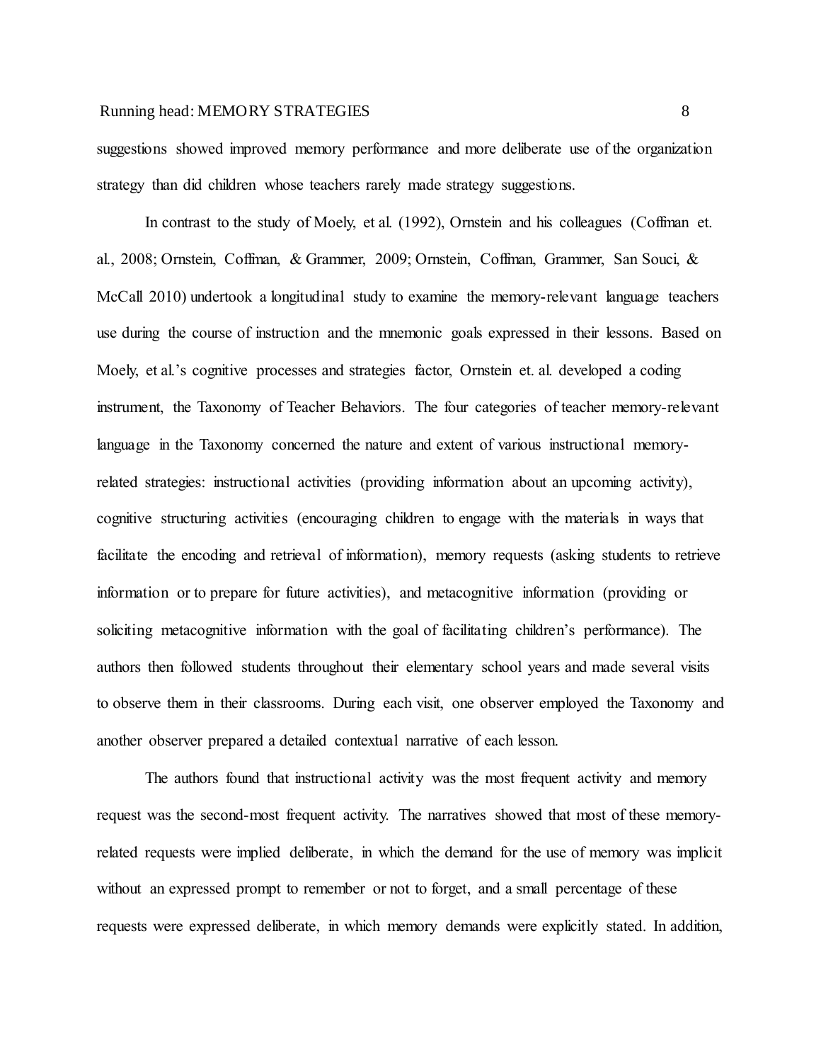suggestions showed improved memory performance and more deliberate use of the organization strategy than did children whose teachers rarely made strategy suggestions.

In contrast to the study of Moely, et al. (1992), Ornstein and his colleagues (Coffman et. al., 2008; Ornstein, Coffman, & Grammer, 2009; Ornstein, Coffman, Grammer, San Souci, & McCall 2010) undertook a longitudinal study to examine the memory-relevant language teachers use during the course of instruction and the mnemonic goals expressed in their lessons. Based on Moely, et al.'s cognitive processes and strategies factor, Ornstein et. al. developed a coding instrument, the Taxonomy of Teacher Behaviors. The four categories of teacher memory-relevant language in the Taxonomy concerned the nature and extent of various instructional memory-related strategies: instructional activities (providing information about an upcoming activity), cognitive structuring activities (encouraging children to engage with the materials in ways that facilitate the encoding and retrieval of information), memory requests (asking students to retrieve information or to prepare for future activities), and metacognitive information (providing or soliciting metacognitive information with the goal of facilitating children's performance). The authors then followed students throughout their elementary school years and made several visits to observe them in their classrooms. During each visit, one observer employed the Taxonomy and another observer prepared a detailed contextual narrative of each lesson.

The authors found that instructional activity was the most frequent activity and memory request was the second-most frequent activity. The narratives showed that most of these memory-related requests were implied deliberate, in which the demand for the use of memory was implicit without an expressed prompt to remember or not to forget, and a small percentage of these requests were expressed deliberate, in which memory demands were explicitly stated. In addition,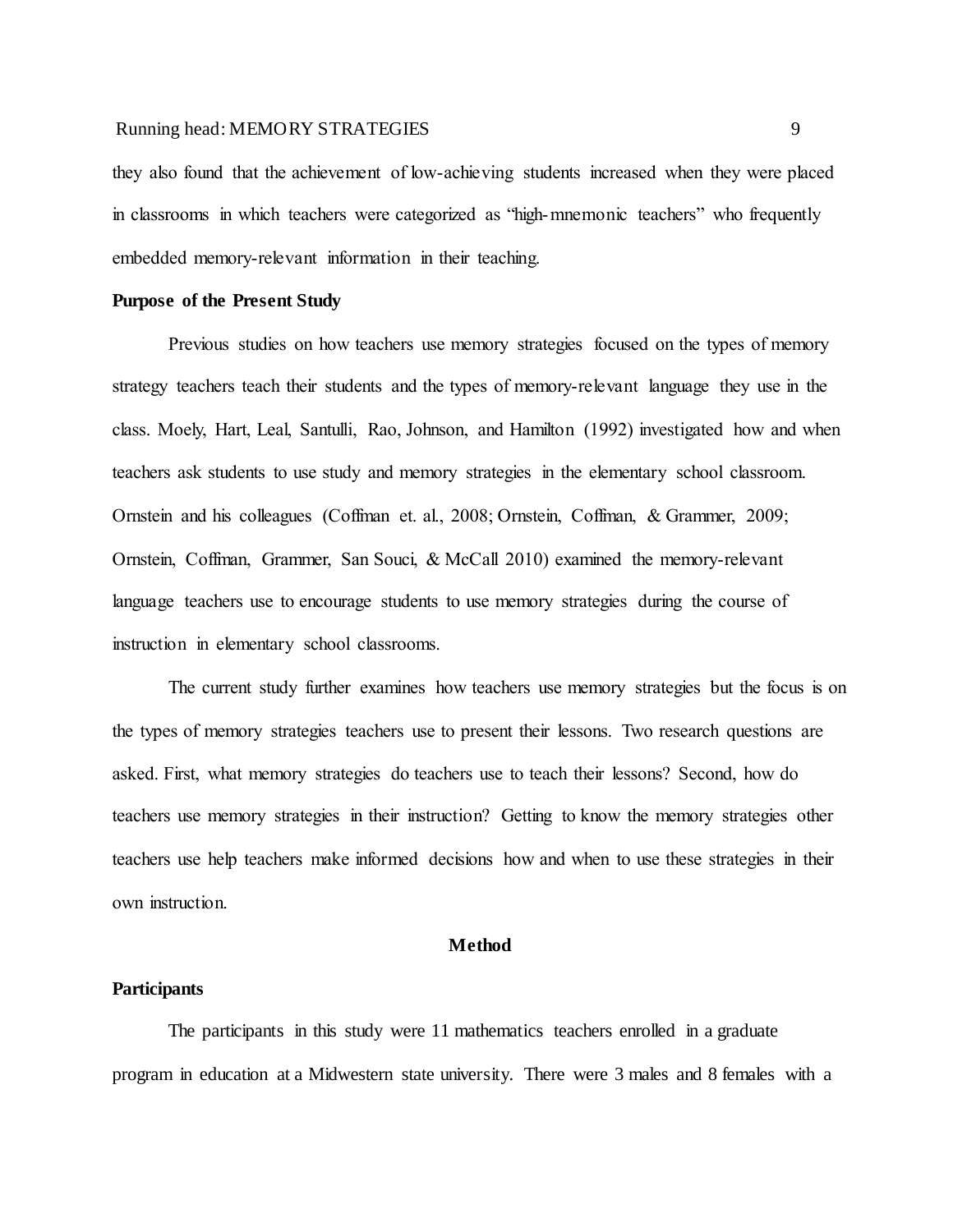they also found that the achievement of low-achieving students increased when they were placed in classrooms in which teachers were categorized as "high-mnemonic teachers" who frequently embedded memory-relevant information in their teaching.

**Purpose of the Present Study**

Previous studies on how teachers use memory strategies focused on the types of memory strategy teachers teach their students and the types of memory-relevant language they use in the class. Moely, Hart, Leal, Santulli, Rao, Johnson, and Hamilton (1992) investigated how and when teachers ask students to use study and memory strategies in the elementary school classroom. Ornstein and his colleagues (Coffman et. al., 2008; Ornstein, Coffman, & Grammer, 2009; Ornstein, Coffman, Grammer, San Souci, & McCall 2010) examined the memory-relevant language teachers use to encourage students to use memory strategies during the course of instruction in elementary school classrooms.

The current study further examines how teachers use memory strategies but the focus is on the types of memory strategies teachers use to present their lessons. Two research questions are asked. First, what memory strategies do teachers use to teach their lessons? Second, how do teachers use memory strategies in their instruction? Getting to know the memory strategies other teachers use help teachers make informed decisions how and when to use these strategies in their own instruction.

## Method

**Participants**

The participants in this study were 11 mathematics teachers enrolled in a graduate program in education at a Midwestern state university. There were 3 males and 8 females with a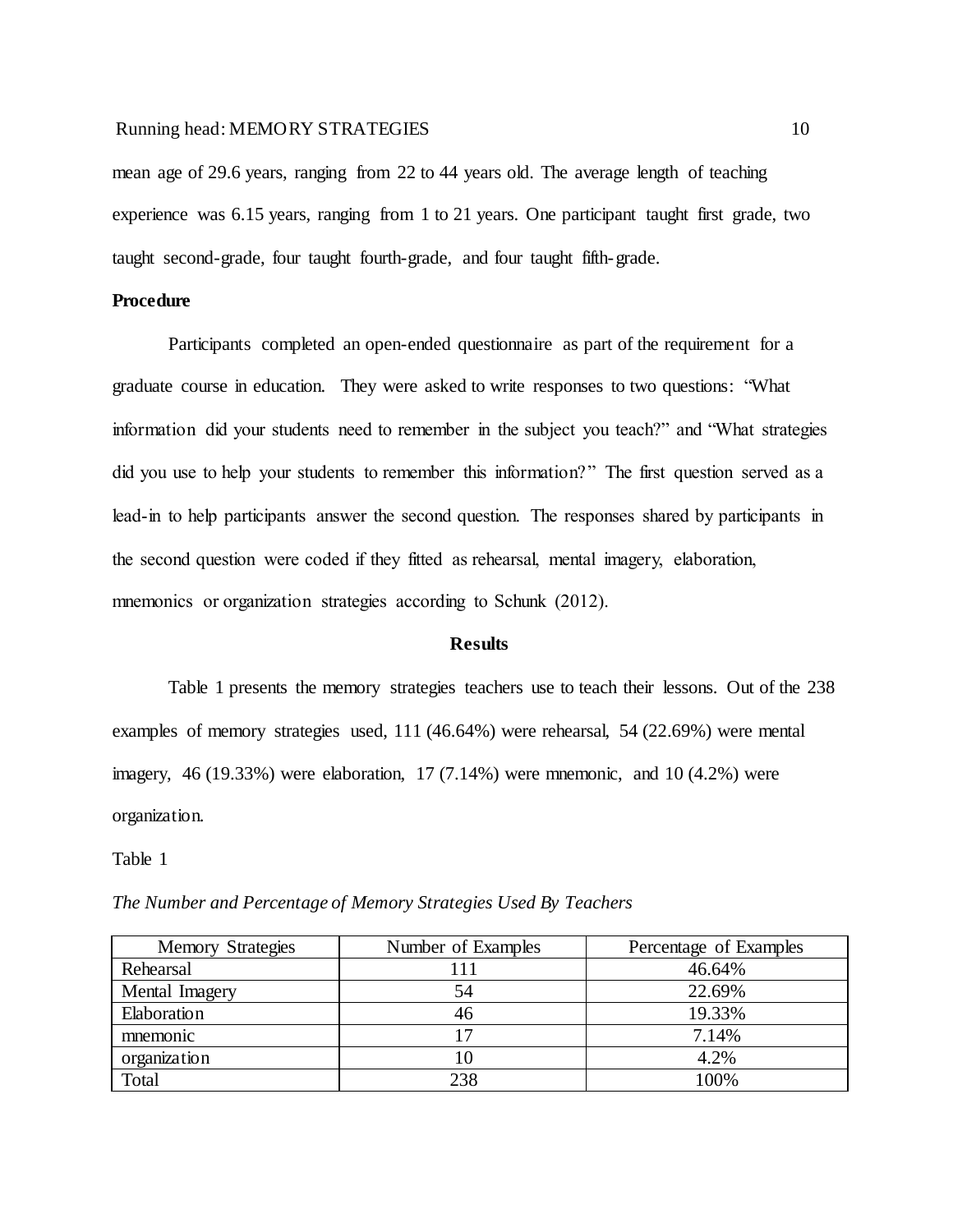mean age of 29.6 years, ranging from 22 to 44 years old. The average length of teaching experience was 6.15 years, ranging from 1 to 21 years. One participant taught first grade, two taught second-grade, four taught fourth-grade, and four taught fifth-grade.

**Procedure**

Participants completed an open-ended questionnaire as part of the requirement for a graduate course in education. They were asked to write responses to two questions: "What information did your students need to remember in the subject you teach?" and "What strategies did you use to help your students to remember this information?" The first question served as a lead-in to help participants answer the second question. The responses shared by participants in the second question were coded if they fitted as rehearsal, mental imagery, elaboration, mnemonics or organization strategies according to Schunk (2012).

## Results

Table 1 presents the memory strategies teachers use to teach their lessons. Out of the 238 examples of memory strategies used, 111 (46.64%) were rehearsal, 54 (22.69%) were mental imagery, 46 (19.33%) were elaboration, 17 (7.14%) were mnemonic, and 10 (4.2%) were organization.

Table 1

*The Number and Percentage of Memory Strategies Used By Teachers*

| Memory Strategies | Number of Examples | Percentage of Examples |
|---|---|---|
| Rehearsal | 111 | 46.64% |
| Mental Imagery | 54 | 22.69% |
| Elaboration | 46 | 19.33% |
| mnemonic | 17 | 7.14% |
| organization | 10 | 4.2% |
| Total | 238 | 100% |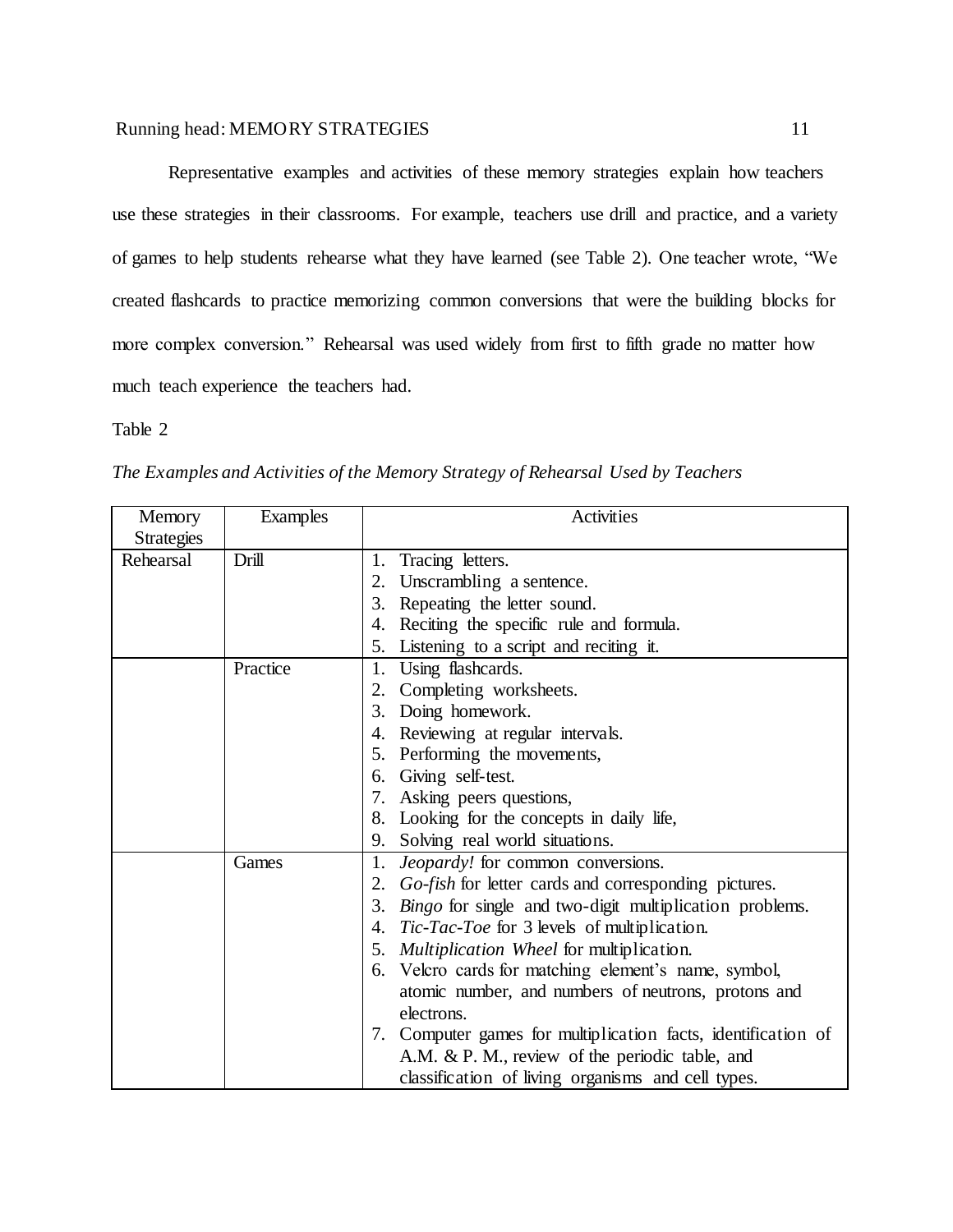Representative examples and activities of these memory strategies explain how teachers use these strategies in their classrooms. For example, teachers use drill and practice, and a variety of games to help students rehearse what they have learned (see Table 2). One teacher wrote, "We created flashcards to practice memorizing common conversions that were the building blocks for more complex conversion." Rehearsal was used widely from first to fifth grade no matter how much teach experience the teachers had.

Table 2

*The Examples and Activities of the Memory Strategy of Rehearsal Used by Teachers*

| Memory Strategies | Examples | Activities |
|---|---|---|
| Rehearsal | Drill | 1. Tracing letters.<br>2. Unscrambling a sentence.<br>3. Repeating the letter sound.<br>4. Reciting the specific rule and formula.<br>5. Listening to a script and reciting it. |
| | Practice | 1. Using flashcards.<br>2. Completing worksheets.<br>3. Doing homework.<br>4. Reviewing at regular intervals.<br>5. Performing the movements,<br>6. Giving self-test.<br>7. Asking peers questions,<br>8. Looking for the concepts in daily life,<br>9. Solving real world situations. |
| | Games | 1. *Jeopardy!* for common conversions.<br>2. *Go-fish* for letter cards and corresponding pictures.<br>3. *Bingo* for single and two-digit multiplication problems.<br>4. *Tic-Tac-Toe* for 3 levels of multiplication.<br>5. *Multiplication Wheel* for multiplication.<br>6. Velcro cards for matching element's name, symbol, atomic number, and numbers of neutrons, protons and electrons.<br>7. Computer games for multiplication facts, identification of A.M. & P. M., review of the periodic table, and classification of living organisms and cell types. |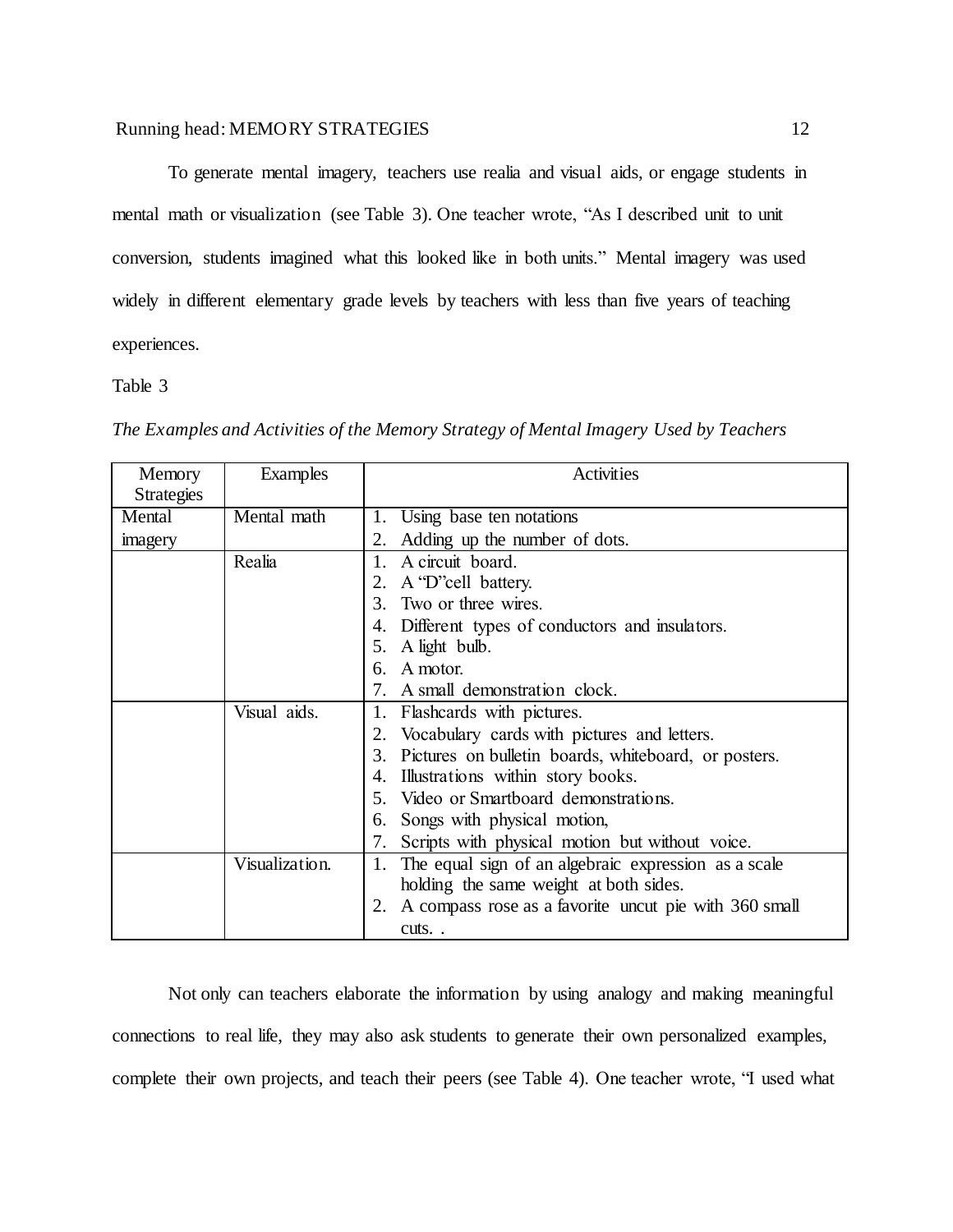To generate mental imagery, teachers use realia and visual aids, or engage students in mental math or visualization (see Table 3). One teacher wrote, "As I described unit to unit conversion, students imagined what this looked like in both units." Mental imagery was used widely in different elementary grade levels by teachers with less than five years of teaching experiences.

Table 3

*The Examples and Activities of the Memory Strategy of Mental Imagery Used by Teachers*

| Memory Strategies | Examples | Activities |
|---|---|---|
| Mental imagery | Mental math | 1. Using base ten notations<br>2. Adding up the number of dots. |
| | Realia | 1. A circuit board.<br>2. A "D"cell battery.<br>3. Two or three wires.<br>4. Different types of conductors and insulators.<br>5. A light bulb.<br>6. A motor.<br>7. A small demonstration clock. |
| | Visual aids. | 1. Flashcards with pictures.<br>2. Vocabulary cards with pictures and letters.<br>3. Pictures on bulletin boards, whiteboard, or posters.<br>4. Illustrations within story books.<br>5. Video or Smartboard demonstrations.<br>6. Songs with physical motion,<br>7. Scripts with physical motion but without voice. |
| | Visualization. | 1. The equal sign of an algebraic expression as a scale holding the same weight at both sides.<br>2. A compass rose as a favorite uncut pie with 360 small cuts. . |

Not only can teachers elaborate the information by using analogy and making meaningful connections to real life, they may also ask students to generate their own personalized examples, complete their own projects, and teach their peers (see Table 4). One teacher wrote, "I used what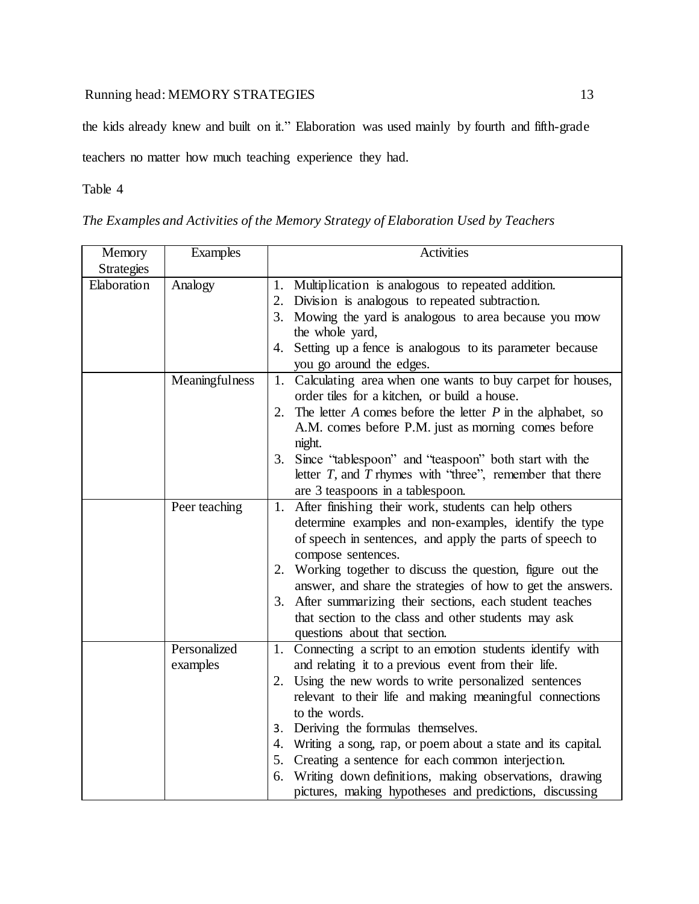the kids already knew and built on it." Elaboration was used mainly by fourth and fifth-grade teachers no matter how much teaching experience they had.

Table 4

*The Examples and Activities of the Memory Strategy of Elaboration Used by Teachers*

| Memory Strategies | Examples | Activities |
|---|---|---|
| Elaboration | Analogy | 1. Multiplication is analogous to repeated addition.<br>2. Division is analogous to repeated subtraction.<br>3. Mowing the yard is analogous to area because you mow the whole yard,<br>4. Setting up a fence is analogous to its parameter because you go around the edges. |
| | Meaningfulness | 1. Calculating area when one wants to buy carpet for houses, order tiles for a kitchen, or build a house.<br>2. The letter *A* comes before the letter *P* in the alphabet, so A.M. comes before P.M. just as morning comes before night.<br>3. Since "tablespoon" and "teaspoon" both start with the letter *T*, and *T* rhymes with "three", remember that there are 3 teaspoons in a tablespoon. |
| | Peer teaching | 1. After finishing their work, students can help others determine examples and non-examples, identify the type of speech in sentences, and apply the parts of speech to compose sentences.<br>2. Working together to discuss the question, figure out the answer, and share the strategies of how to get the answers.<br>3. After summarizing their sections, each student teaches that section to the class and other students may ask questions about that section. |
| | Personalized examples | 1. Connecting a script to an emotion students identify with and relating it to a previous event from their life.<br>2. Using the new words to write personalized sentences relevant to their life and making meaningful connections to the words.<br>3. Deriving the formulas themselves.<br>4. Writing a song, rap, or poem about a state and its capital.<br>5. Creating a sentence for each common interjection.<br>6. Writing down definitions, making observations, drawing pictures, making hypotheses and predictions, discussing |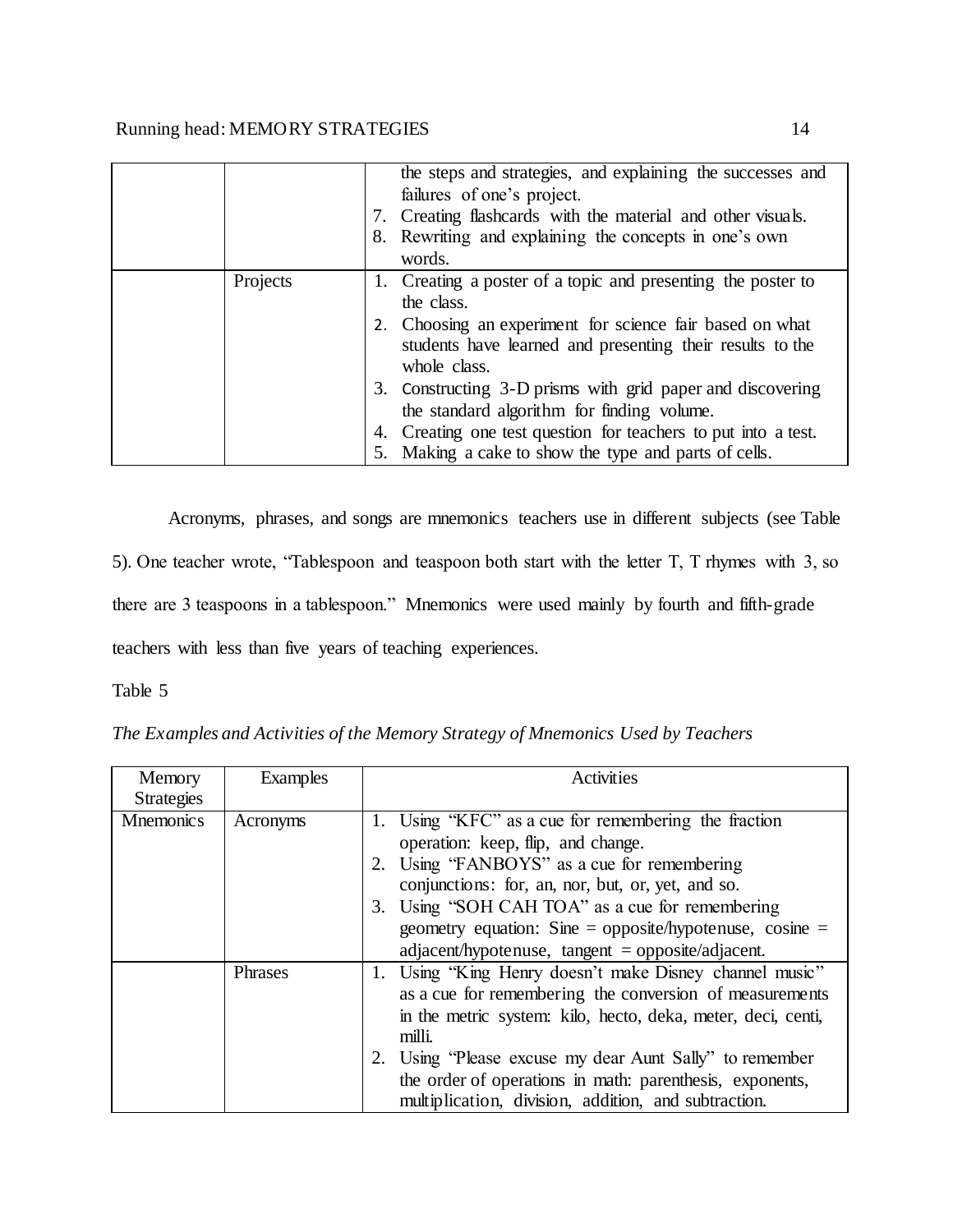| | | the steps and strategies, and explaining the successes and failures of one's project.<br>7. Creating flashcards with the material and other visuals.<br>8. Rewriting and explaining the concepts in one's own words. |
|---|---|---|
| | Projects | 1. Creating a poster of a topic and presenting the poster to the class.<br>2. Choosing an experiment for science fair based on what students have learned and presenting their results to the whole class.<br>3. Constructing 3-D prisms with grid paper and discovering the standard algorithm for finding volume.<br>4. Creating one test question for teachers to put into a test.<br>5. Making a cake to show the type and parts of cells. |

Acronyms, phrases, and songs are mnemonics teachers use in different subjects (see Table 5). One teacher wrote, "Tablespoon and teaspoon both start with the letter T, T rhymes with 3, so there are 3 teaspoons in a tablespoon." Mnemonics were used mainly by fourth and fifth-grade teachers with less than five years of teaching experiences.

Table 5

*The Examples and Activities of the Memory Strategy of Mnemonics Used by Teachers*

| Memory Strategies | Examples | Activities |
|---|---|---|
| Mnemonics | Acronyms | 1. Using "KFC" as a cue for remembering the fraction operation: keep, flip, and change.<br>2. Using "FANBOYS" as a cue for remembering conjunctions: for, an, nor, but, or, yet, and so.<br>3. Using "SOH CAH TOA" as a cue for remembering geometry equation: Sine = opposite/hypotenuse, cosine = adjacent/hypotenuse, tangent = opposite/adjacent. |
| | Phrases | 1. Using "King Henry doesn't make Disney channel music" as a cue for remembering the conversion of measurements in the metric system: kilo, hecto, deka, meter, deci, centi, milli.<br>2. Using "Please excuse my dear Aunt Sally" to remember the order of operations in math: parenthesis, exponents, multiplication, division, addition, and subtraction. |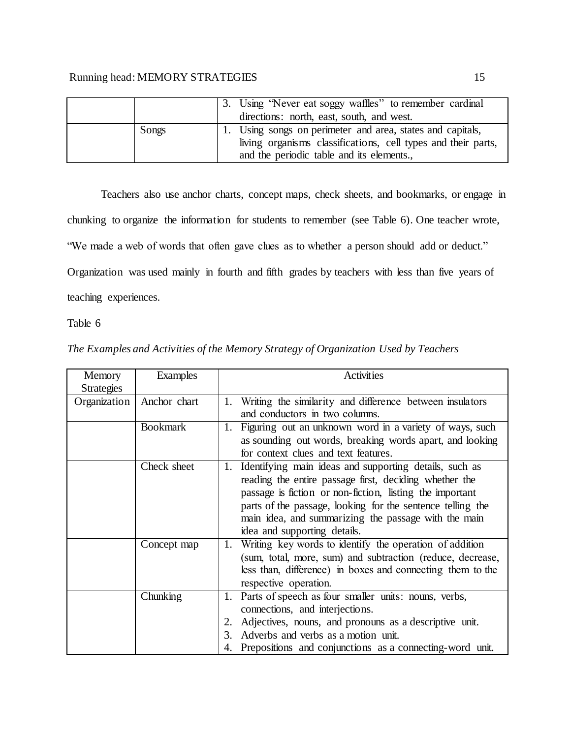| | | 3. Using "Never eat soggy waffles" to remember cardinal directions: north, east, south, and west. |
|---|---|---|
| | Songs | 1. Using songs on perimeter and area, states and capitals, living organisms classifications, cell types and their parts, and the periodic table and its elements., |

Teachers also use anchor charts, concept maps, check sheets, and bookmarks, or engage in chunking to organize the information for students to remember (see Table 6). One teacher wrote, "We made a web of words that often gave clues as to whether a person should add or deduct." Organization was used mainly in fourth and fifth grades by teachers with less than five years of teaching experiences.

Table 6

*The Examples and Activities of the Memory Strategy of Organization Used by Teachers*

| Memory Strategies | Examples | Activities |
|---|---|---|
| Organization | Anchor chart | 1. Writing the similarity and difference between insulators and conductors in two columns. |
| | Bookmark | 1. Figuring out an unknown word in a variety of ways, such as sounding out words, breaking words apart, and looking for context clues and text features. |
| | Check sheet | 1. Identifying main ideas and supporting details, such as reading the entire passage first, deciding whether the passage is fiction or non-fiction, listing the important parts of the passage, looking for the sentence telling the main idea, and summarizing the passage with the main idea and supporting details. |
| | Concept map | 1. Writing key words to identify the operation of addition (sum, total, more, sum) and subtraction (reduce, decrease, less than, difference) in boxes and connecting them to the respective operation. |
| | Chunking | 1. Parts of speech as four smaller units: nouns, verbs, connections, and interjections.<br>2. Adjectives, nouns, and pronouns as a descriptive unit.<br>3. Adverbs and verbs as a motion unit.<br>4. Prepositions and conjunctions as a connecting-word unit. |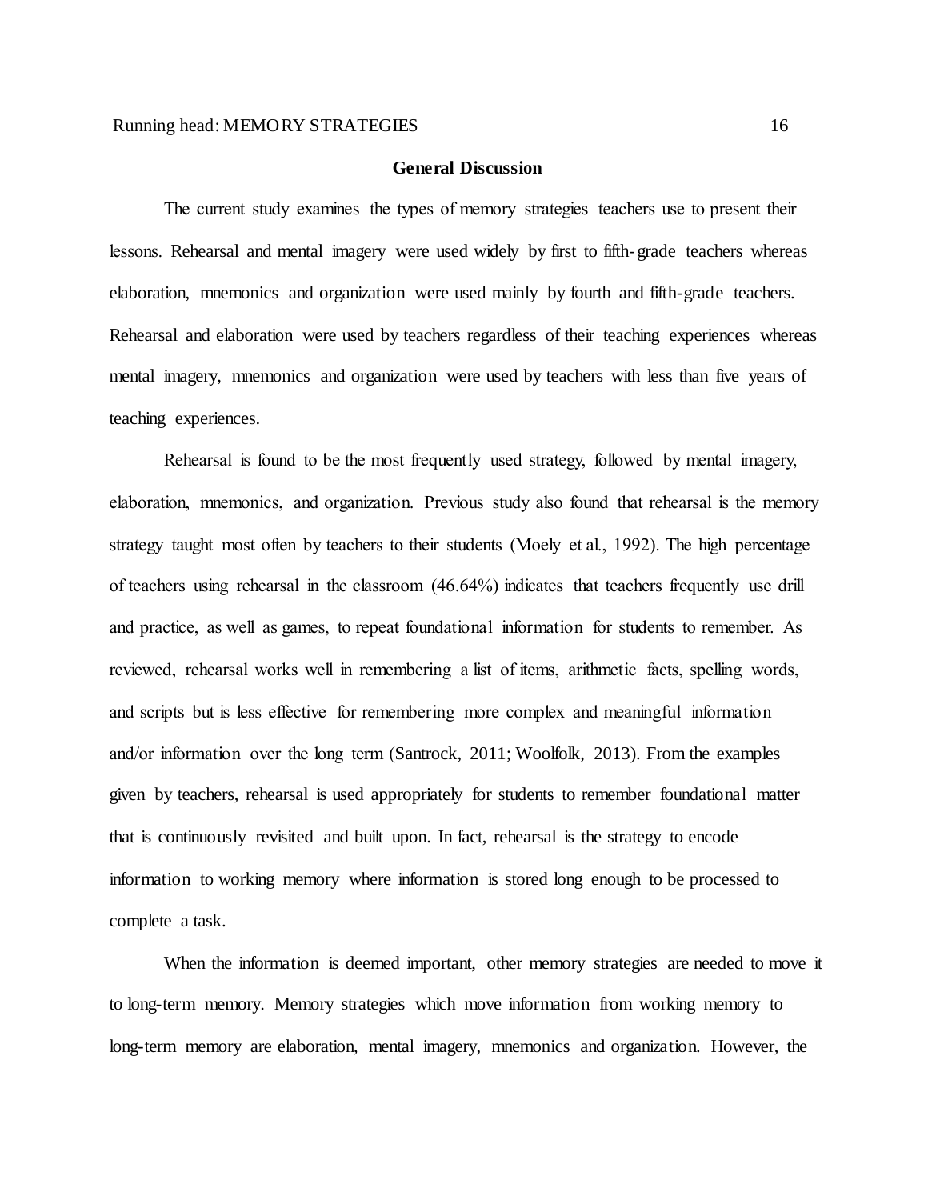## General Discussion

The current study examines the types of memory strategies teachers use to present their lessons. Rehearsal and mental imagery were used widely by first to fifth-grade teachers whereas elaboration, mnemonics and organization were used mainly by fourth and fifth-grade teachers. Rehearsal and elaboration were used by teachers regardless of their teaching experiences whereas mental imagery, mnemonics and organization were used by teachers with less than five years of teaching experiences.

Rehearsal is found to be the most frequently used strategy, followed by mental imagery, elaboration, mnemonics, and organization. Previous study also found that rehearsal is the memory strategy taught most often by teachers to their students (Moely et al., 1992). The high percentage of teachers using rehearsal in the classroom (46.64%) indicates that teachers frequently use drill and practice, as well as games, to repeat foundational information for students to remember. As reviewed, rehearsal works well in remembering a list of items, arithmetic facts, spelling words, and scripts but is less effective for remembering more complex and meaningful information and/or information over the long term (Santrock, 2011; Woolfolk, 2013). From the examples given by teachers, rehearsal is used appropriately for students to remember foundational matter that is continuously revisited and built upon. In fact, rehearsal is the strategy to encode information to working memory where information is stored long enough to be processed to complete a task.

When the information is deemed important, other memory strategies are needed to move it to long-term memory. Memory strategies which move information from working memory to long-term memory are elaboration, mental imagery, mnemonics and organization. However, the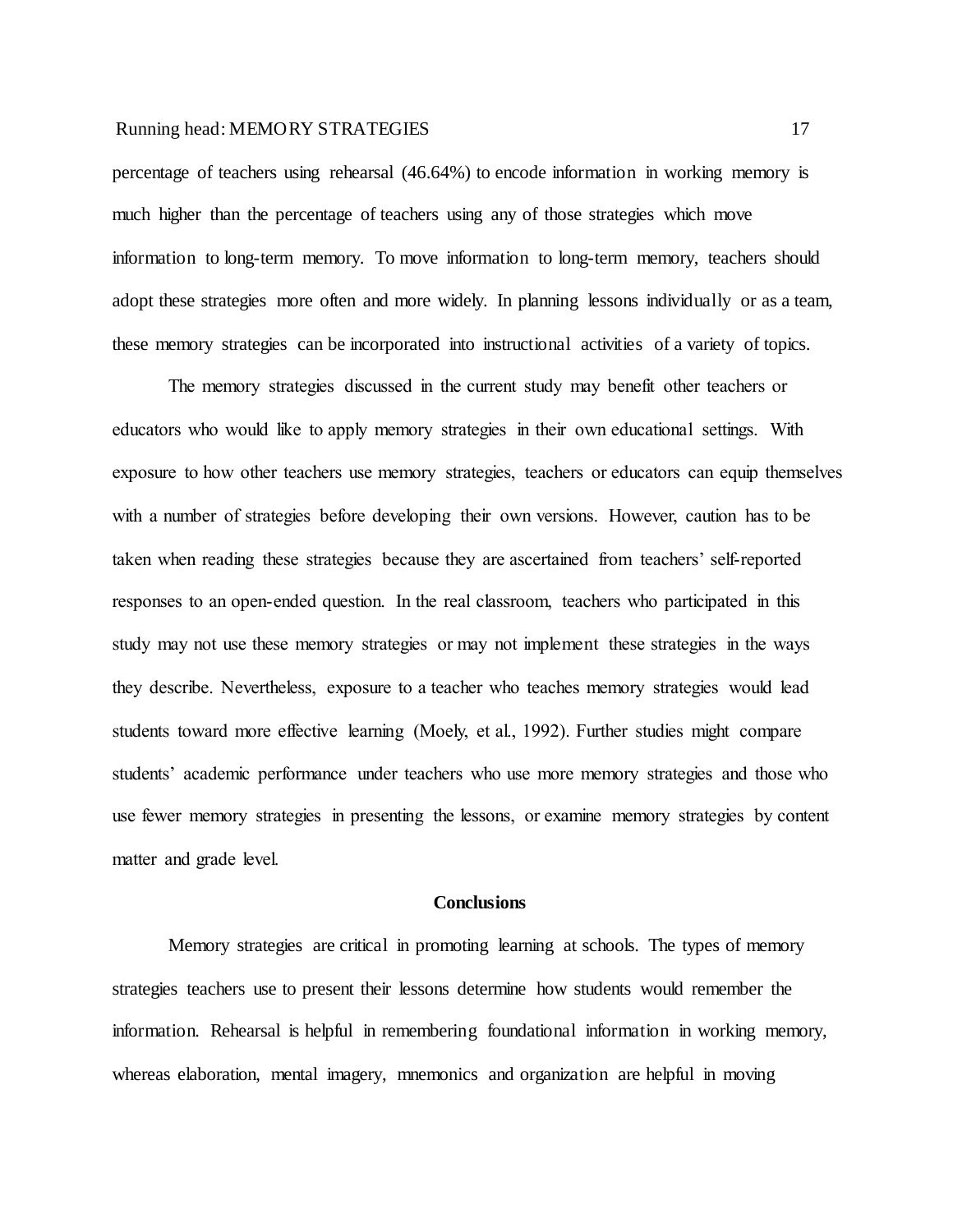percentage of teachers using rehearsal (46.64%) to encode information in working memory is much higher than the percentage of teachers using any of those strategies which move information to long-term memory. To move information to long-term memory, teachers should adopt these strategies more often and more widely. In planning lessons individually or as a team, these memory strategies can be incorporated into instructional activities of a variety of topics.

The memory strategies discussed in the current study may benefit other teachers or educators who would like to apply memory strategies in their own educational settings. With exposure to how other teachers use memory strategies, teachers or educators can equip themselves with a number of strategies before developing their own versions. However, caution has to be taken when reading these strategies because they are ascertained from teachers' self-reported responses to an open-ended question. In the real classroom, teachers who participated in this study may not use these memory strategies or may not implement these strategies in the ways they describe. Nevertheless, exposure to a teacher who teaches memory strategies would lead students toward more effective learning (Moely, et al., 1992). Further studies might compare students' academic performance under teachers who use more memory strategies and those who use fewer memory strategies in presenting the lessons, or examine memory strategies by content matter and grade level.

## Conclusions

Memory strategies are critical in promoting learning at schools. The types of memory strategies teachers use to present their lessons determine how students would remember the information. Rehearsal is helpful in remembering foundational information in working memory, whereas elaboration, mental imagery, mnemonics and organization are helpful in moving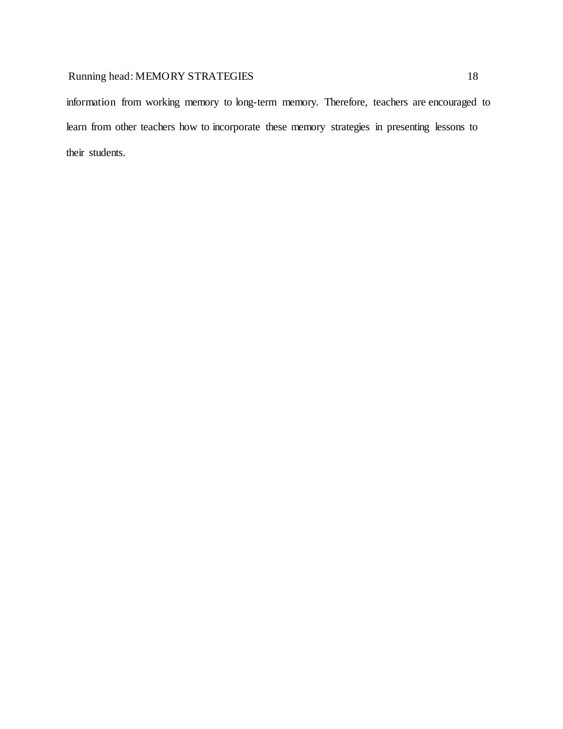information from working memory to long-term memory. Therefore, teachers are encouraged to learn from other teachers how to incorporate these memory strategies in presenting lessons to their students.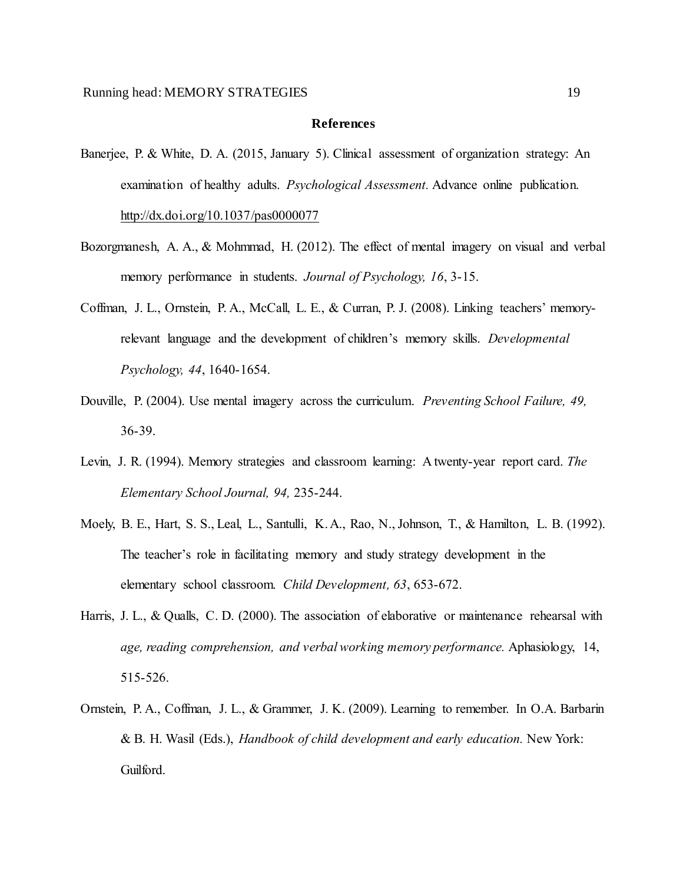**References**

Banerjee, P. & White, D. A. (2015, January 5). Clinical assessment of organization strategy: An examination of healthy adults. *Psychological Assessment.* Advance online publication. http://dx.doi.org/10.1037/pas0000077

Bozorgmanesh, A. A., & Mohmmad, H. (2012). The effect of mental imagery on visual and verbal memory performance in students. *Journal of Psychology, 16*, 3-15.

Coffman, J. L., Ornstein, P. A., McCall, L. E., & Curran, P. J. (2008). Linking teachers' memory-relevant language and the development of children's memory skills. *Developmental Psychology, 44*, 1640-1654.

Douville, P. (2004). Use mental imagery across the curriculum. *Preventing School Failure, 49,* 36-39.

Levin, J. R. (1994). Memory strategies and classroom learning: A twenty-year report card. *The Elementary School Journal, 94,* 235-244.

Moely, B. E., Hart, S. S., Leal, L., Santulli, K. A., Rao, N., Johnson, T., & Hamilton, L. B. (1992). The teacher's role in facilitating memory and study strategy development in the elementary school classroom. *Child Development, 63*, 653-672.

Harris, J. L., & Qualls, C. D. (2000). The association of elaborative or maintenance rehearsal with *age, reading comprehension, and verbal working memory performance.* Aphasiology, 14, 515-526.

Ornstein, P. A., Coffman, J. L., & Grammer, J. K. (2009). Learning to remember. In O.A. Barbarin & B. H. Wasil (Eds.), *Handbook of child development and early education.* New York: Guilford.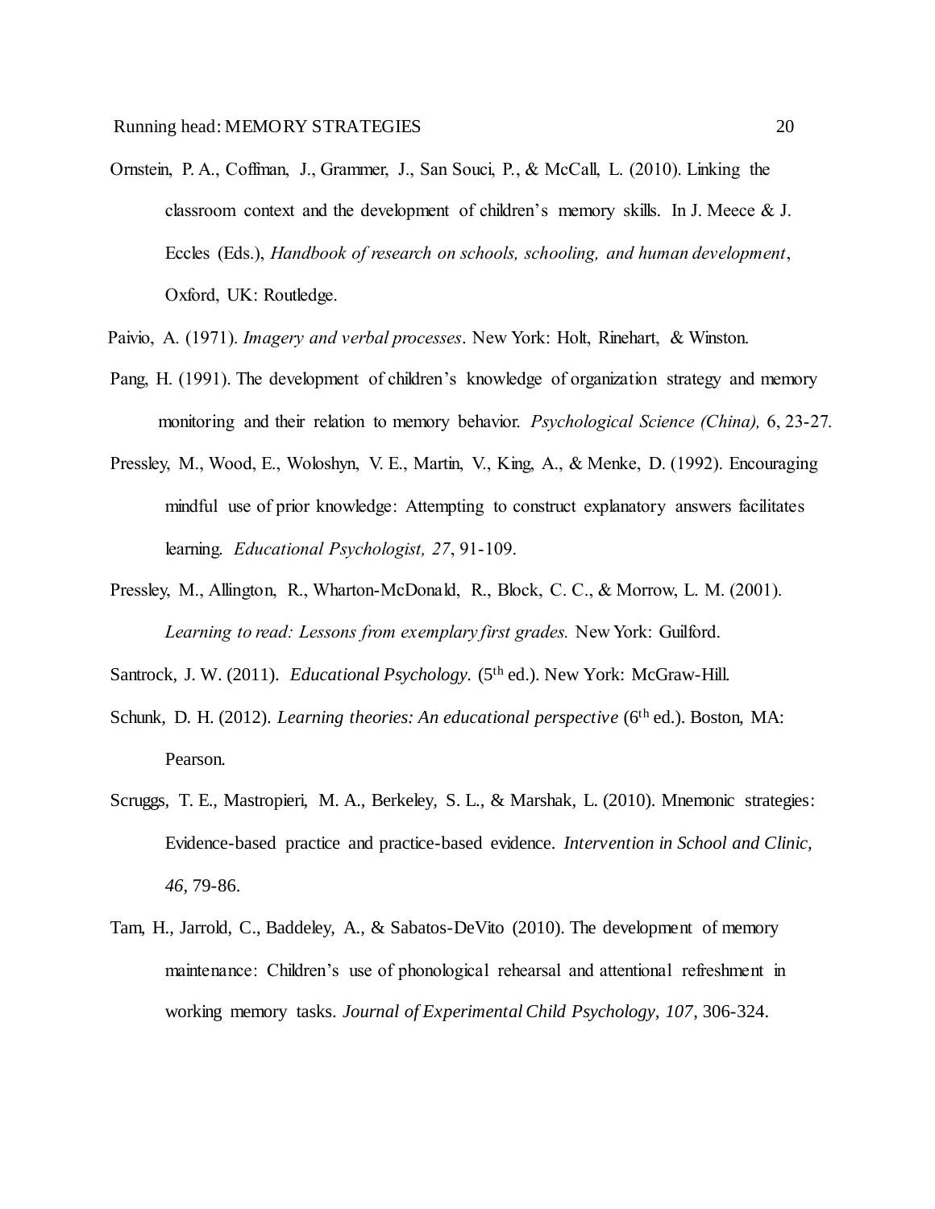Ornstein, P. A., Coffman, J., Grammer, J., San Souci, P., & McCall, L. (2010). Linking the classroom context and the development of children's memory skills. In J. Meece & J. Eccles (Eds.), *Handbook of research on schools, schooling, and human development*, Oxford, UK: Routledge.

Paivio, A. (1971). *Imagery and verbal processes*. New York: Holt, Rinehart, & Winston.

Pang, H. (1991). The development of children's knowledge of organization strategy and memory monitoring and their relation to memory behavior. *Psychological Science (China),* 6, 23-27.

Pressley, M., Wood, E., Woloshyn, V. E., Martin, V., King, A., & Menke, D. (1992). Encouraging mindful use of prior knowledge: Attempting to construct explanatory answers facilitates learning. *Educational Psychologist, 27*, 91-109.

Pressley, M., Allington, R., Wharton-McDonald, R., Block, C. C., & Morrow, L. M. (2001). *Learning to read: Lessons from exemplary first grades.* New York: Guilford.

Santrock, J. W. (2011). *Educational Psychology.* (5th ed.). New York: McGraw-Hill.

Schunk, D. H. (2012). *Learning theories: An educational perspective* (6th ed.). Boston, MA: Pearson.

Scruggs, T. E., Mastropieri, M. A., Berkeley, S. L., & Marshak, L. (2010). Mnemonic strategies: Evidence-based practice and practice-based evidence. *Intervention in School and Clinic, 46*, 79-86.

Tam, H., Jarrold, C., Baddeley, A., & Sabatos-DeVito (2010). The development of memory maintenance: Children's use of phonological rehearsal and attentional refreshment in working memory tasks. *Journal of Experimental Child Psychology, 107*, 306-324.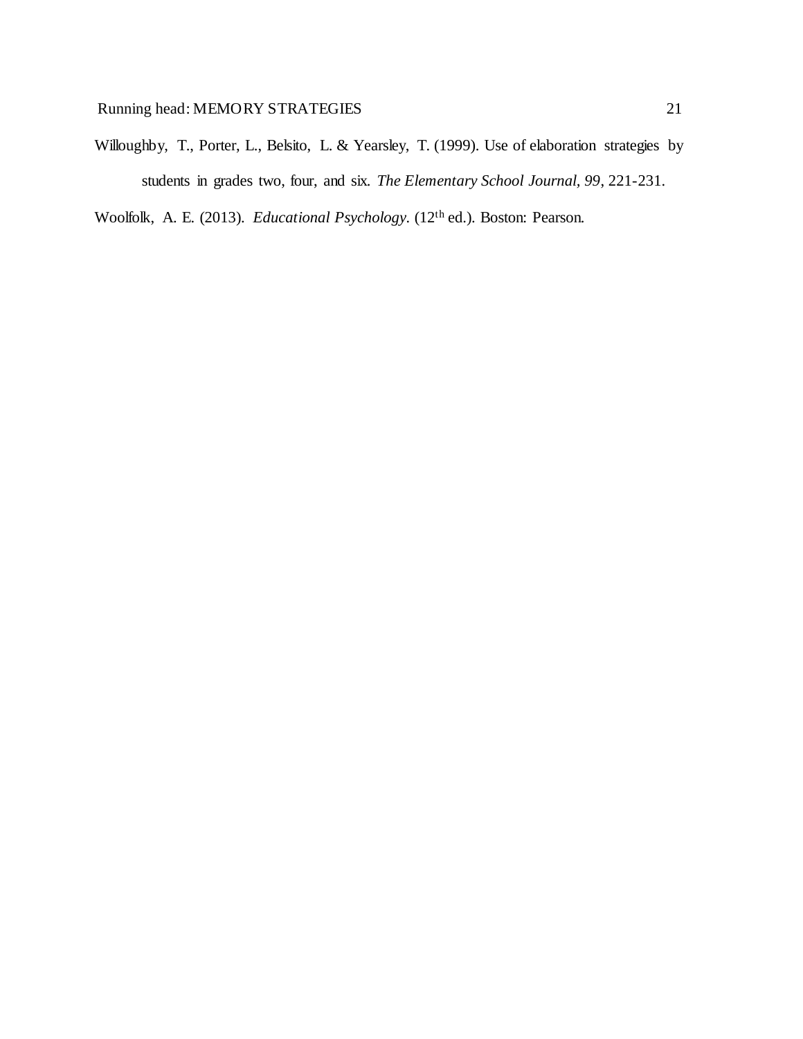Willoughby, T., Porter, L., Belsito, L. & Yearsley, T. (1999). Use of elaboration strategies by students in grades two, four, and six. *The Elementary School Journal, 99*, 221-231.

Woolfolk, A. E. (2013). *Educational Psychology*. (12th ed.). Boston: Pearson.